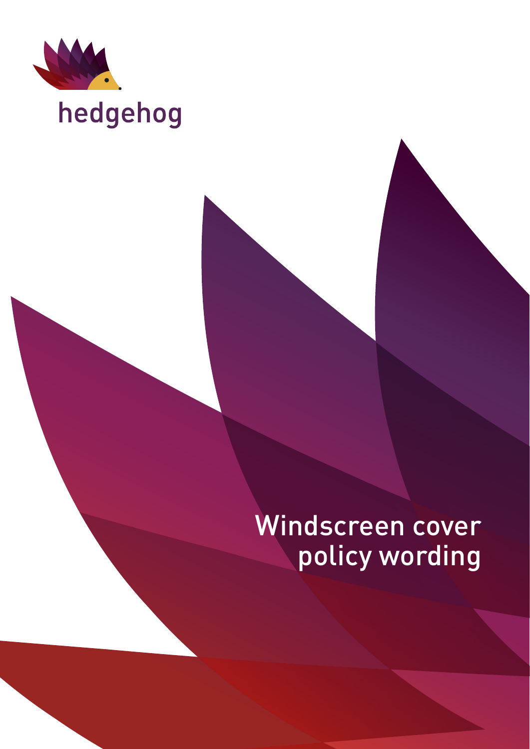hedgehog

# Windscreen cover policy wording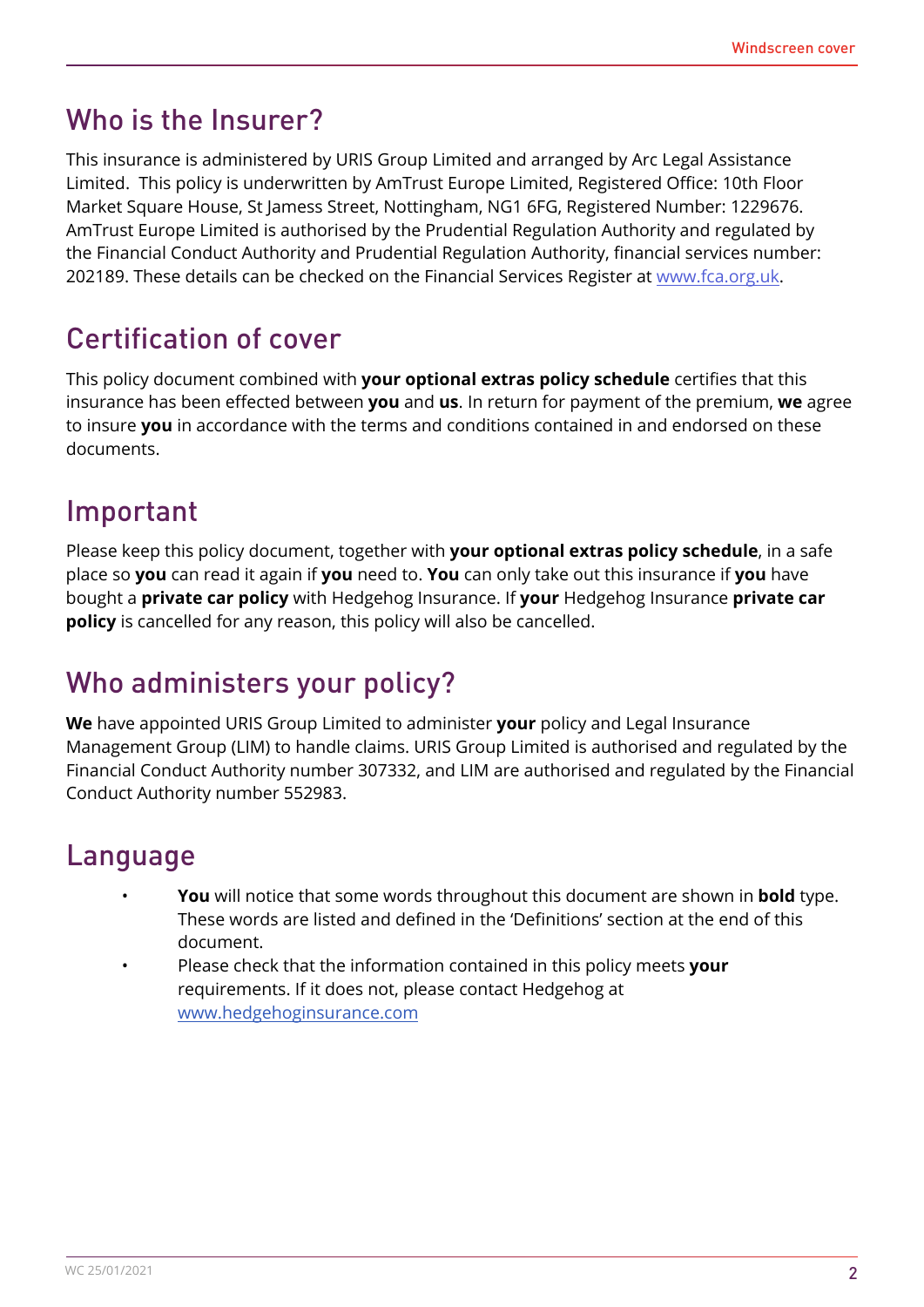## Who is the Insurer?

This insurance is administered by URIS Group Limited and arranged by Arc Legal Assistance Limited. This policy is underwritten by AmTrust Europe Limited, Registered Office: 10th Floor Market Square House, St Jamess Street, Nottingham, NG1 6FG, Registered Number: 1229676. AmTrust Europe Limited is authorised by the Prudential Regulation Authority and regulated by the Financial Conduct Authority and Prudential Regulation Authority, financial services number: 202189. These details can be checked on the Financial Services Register at www.fca.org.uk.

## Certification of cover

This policy document combined with **your optional extras policy schedule** certifies that this insurance has been effected between **you** and **us**. In return for payment of the premium, **we** agree to insure **you** in accordance with the terms and conditions contained in and endorsed on these documents.

## Important

Please keep this policy document, together with **your optional extras policy schedule**, in a safe place so **you** can read it again if **you** need to. **You** can only take out this insurance if **you** have bought a **private car policy** with Hedgehog Insurance. If **your** Hedgehog Insurance **private car policy** is cancelled for any reason, this policy will also be cancelled.

## Who administers your policy?

**We** have appointed URIS Group Limited to administer **your** policy and Legal Insurance Management Group (LIM) to handle claims. URIS Group Limited is authorised and regulated by the Financial Conduct Authority number 307332, and LIM are authorised and regulated by the Financial Conduct Authority number 552983.

## Language

- **You** will notice that some words throughout this document are shown in **bold** type. These words are listed and defined in the 'Definitions' section at the end of this document.
- Please check that the information contained in this policy meets **your** requirements. If it does not, please contact Hedgehog at www.hedgehoginsurance.com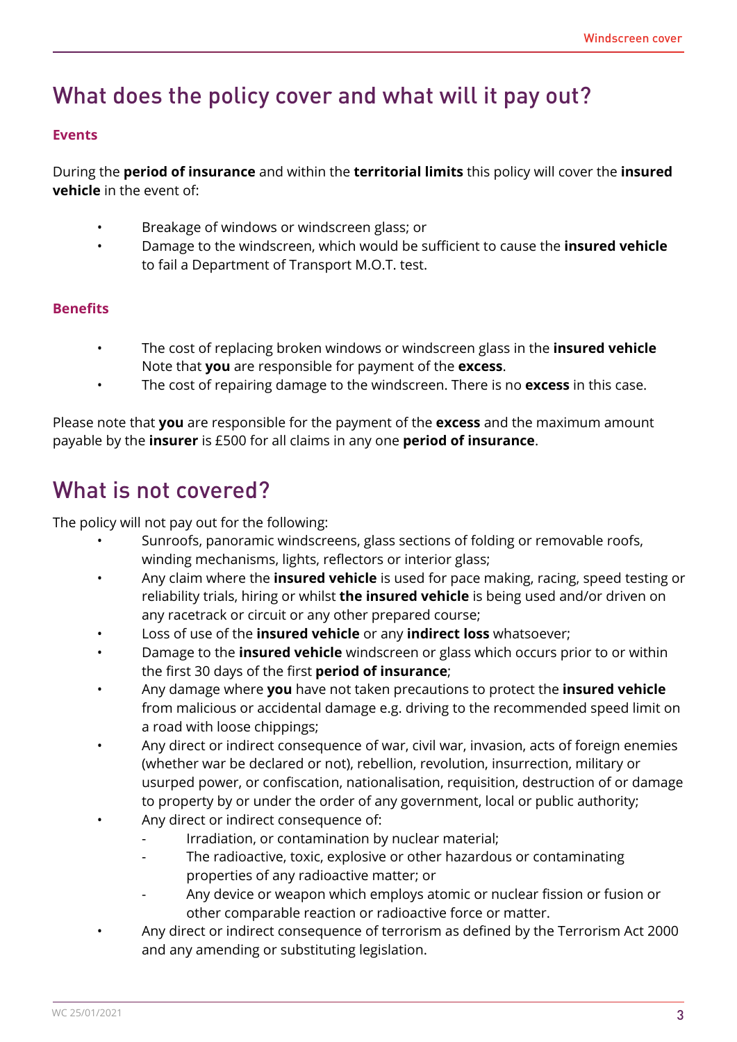## What does the policy cover and what will it pay out?

### Events

During the **period of insurance** and within the **territorial limits** this policy will cover the **insured vehicle** in the event of:

- Breakage of windows or windscreen glass; or
- Damage to the windscreen, which would be sufficient to cause the **insured vehicle** to fail a Department of Transport M.O.T. test.

### Benefits

- The cost of replacing broken windows or windscreen glass in the **insured vehicle** Note that **you** are responsible for payment of the **excess**.
- The cost of repairing damage to the windscreen. There is no **excess** in this case.

Please note that **you** are responsible for the payment of the **excess** and the maximum amount payable by the **insurer** is £500 for all claims in any one **period of insurance**.

## What is not covered?

The policy will not pay out for the following:

- Sunroofs, panoramic windscreens, glass sections of folding or removable roofs, winding mechanisms, lights, reflectors or interior glass;
- Any claim where the **insured vehicle** is used for pace making, racing, speed testing or reliability trials, hiring or whilst **the insured vehicle** is being used and/or driven on any racetrack or circuit or any other prepared course;
- Loss of use of the **insured vehicle** or any **indirect loss** whatsoever;
- Damage to the **insured vehicle** windscreen or glass which occurs prior to or within the first 30 days of the first **period of insurance**;
- Any damage where **you** have not taken precautions to protect the **insured vehicle** from malicious or accidental damage e.g. driving to the recommended speed limit on a road with loose chippings;
- Any direct or indirect consequence of war, civil war, invasion, acts of foreign enemies (whether war be declared or not), rebellion, revolution, insurrection, military or usurped power, or confiscation, nationalisation, requisition, destruction of or damage to property by or under the order of any government, local or public authority;
- Any direct or indirect consequence of:
  - Irradiation, or contamination by nuclear material;
  - The radioactive, toxic, explosive or other hazardous or contaminating properties of any radioactive matter; or
  - Any device or weapon which employs atomic or nuclear fission or fusion or other comparable reaction or radioactive force or matter.
- Any direct or indirect consequence of terrorism as defined by the Terrorism Act 2000 and any amending or substituting legislation.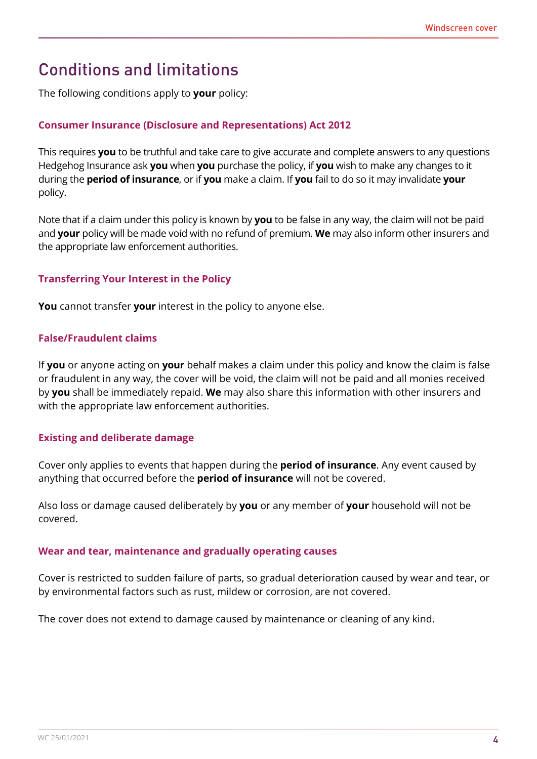# Conditions and limitations

The following conditions apply to **your** policy:

### Consumer Insurance (Disclosure and Representations) Act 2012

This requires **you** to be truthful and take care to give accurate and complete answers to any questions Hedgehog Insurance ask **you** when **you** purchase the policy, if **you** wish to make any changes to it during the **period of insurance**, or if **you** make a claim. If **you** fail to do so it may invalidate **your** policy.

Note that if a claim under this policy is known by **you** to be false in any way, the claim will not be paid and **your** policy will be made void with no refund of premium. **We** may also inform other insurers and the appropriate law enforcement authorities.

### Transferring Your Interest in the Policy

**You** cannot transfer **your** interest in the policy to anyone else.

### False/Fraudulent claims

If **you** or anyone acting on **your** behalf makes a claim under this policy and know the claim is false or fraudulent in any way, the cover will be void, the claim will not be paid and all monies received by **you** shall be immediately repaid. **We** may also share this information with other insurers and with the appropriate law enforcement authorities.

### Existing and deliberate damage

Cover only applies to events that happen during the **period of insurance**. Any event caused by anything that occurred before the **period of insurance** will not be covered.

Also loss or damage caused deliberately by **you** or any member of **your** household will not be covered.

### Wear and tear, maintenance and gradually operating causes

Cover is restricted to sudden failure of parts, so gradual deterioration caused by wear and tear, or by environmental factors such as rust, mildew or corrosion, are not covered.

The cover does not extend to damage caused by maintenance or cleaning of any kind.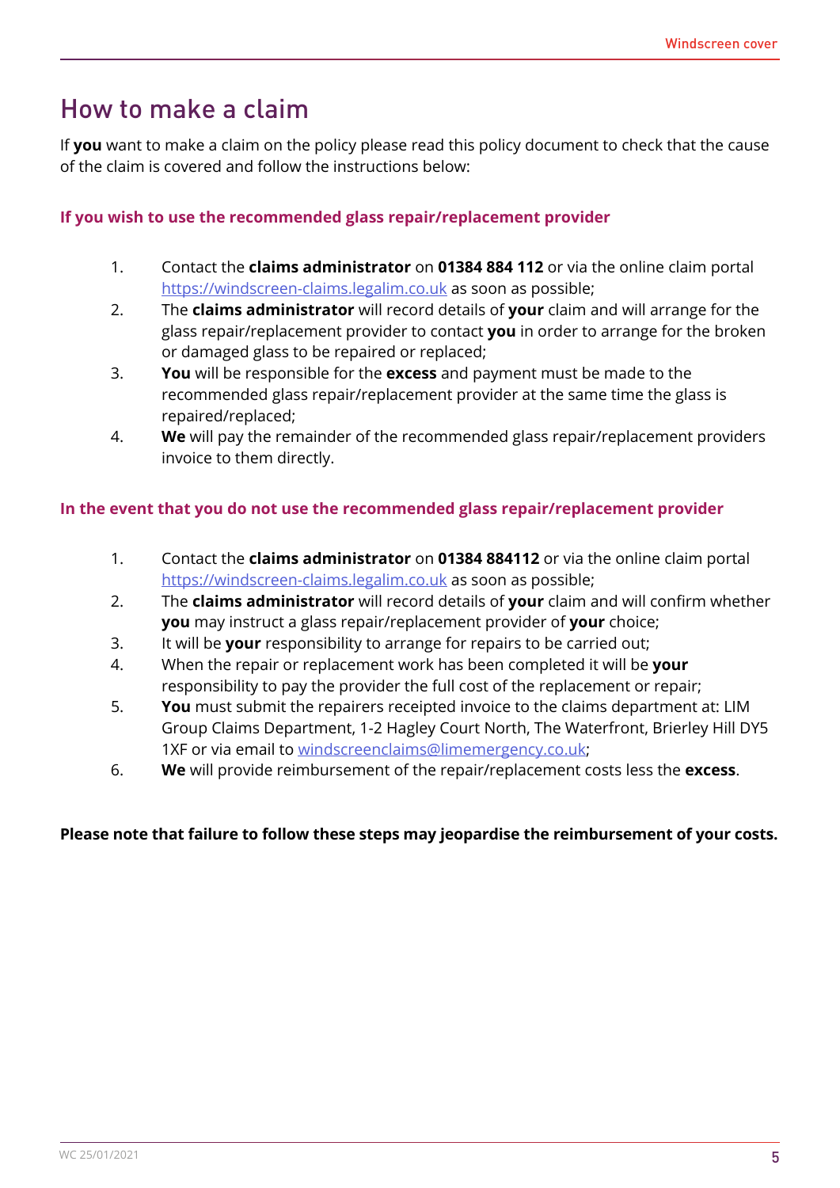# How to make a claim

If **you** want to make a claim on the policy please read this policy document to check that the cause of the claim is covered and follow the instructions below:

### If you wish to use the recommended glass repair/replacement provider

1. Contact the **claims administrator** on **01384 884 112** or via the online claim portal https://windscreen-claims.legalim.co.uk as soon as possible;
2. The **claims administrator** will record details of **your** claim and will arrange for the glass repair/replacement provider to contact **you** in order to arrange for the broken or damaged glass to be repaired or replaced;
3. **You** will be responsible for the **excess** and payment must be made to the recommended glass repair/replacement provider at the same time the glass is repaired/replaced;
4. **We** will pay the remainder of the recommended glass repair/replacement providers invoice to them directly.

### In the event that you do not use the recommended glass repair/replacement provider

1. Contact the **claims administrator** on **01384 884112** or via the online claim portal https://windscreen-claims.legalim.co.uk as soon as possible;
2. The **claims administrator** will record details of **your** claim and will confirm whether **you** may instruct a glass repair/replacement provider of **your** choice;
3. It will be **your** responsibility to arrange for repairs to be carried out;
4. When the repair or replacement work has been completed it will be **your** responsibility to pay the provider the full cost of the replacement or repair;
5. **You** must submit the repairers receipted invoice to the claims department at: LIM Group Claims Department, 1-2 Hagley Court North, The Waterfront, Brierley Hill DY5 1XF or via email to windscreenclaims@limemergency.co.uk;
6. **We** will provide reimbursement of the repair/replacement costs less the **excess**.

**Please note that failure to follow these steps may jeopardise the reimbursement of your costs.**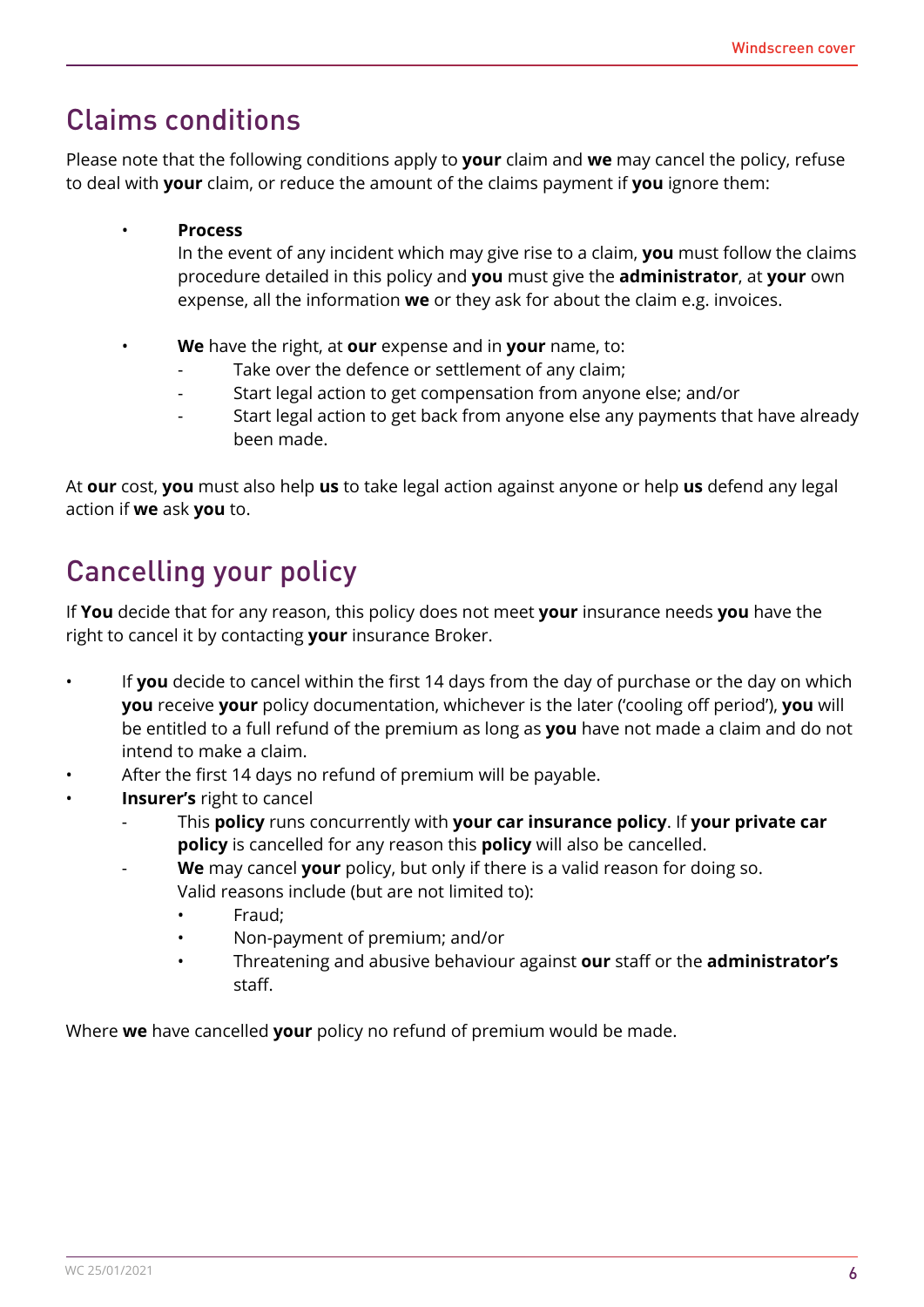## Claims conditions

Please note that the following conditions apply to **your** claim and **we** may cancel the policy, refuse to deal with **your** claim, or reduce the amount of the claims payment if **you** ignore them:

- **Process**
  In the event of any incident which may give rise to a claim, **you** must follow the claims procedure detailed in this policy and **you** must give the **administrator**, at **your** own expense, all the information **we** or they ask for about the claim e.g. invoices.

- **We** have the right, at **our** expense and in **your** name, to:
  - Take over the defence or settlement of any claim;
  - Start legal action to get compensation from anyone else; and/or
  - Start legal action to get back from anyone else any payments that have already been made.

At **our** cost, **you** must also help **us** to take legal action against anyone or help **us** defend any legal action if **we** ask **you** to.

## Cancelling your policy

If **You** decide that for any reason, this policy does not meet **your** insurance needs **you** have the right to cancel it by contacting **your** insurance Broker.

- If **you** decide to cancel within the first 14 days from the day of purchase or the day on which **you** receive **your** policy documentation, whichever is the later ('cooling off period'), **you** will be entitled to a full refund of the premium as long as **you** have not made a claim and do not intend to make a claim.
- After the first 14 days no refund of premium will be payable.
- **Insurer's** right to cancel
  - This **policy** runs concurrently with **your car insurance policy**. If **your private car policy** is cancelled for any reason this **policy** will also be cancelled.
  - **We** may cancel **your** policy, but only if there is a valid reason for doing so. Valid reasons include (but are not limited to):
    - Fraud;
    - Non-payment of premium; and/or
    - Threatening and abusive behaviour against **our** staff or the **administrator's** staff.

Where **we** have cancelled **your** policy no refund of premium would be made.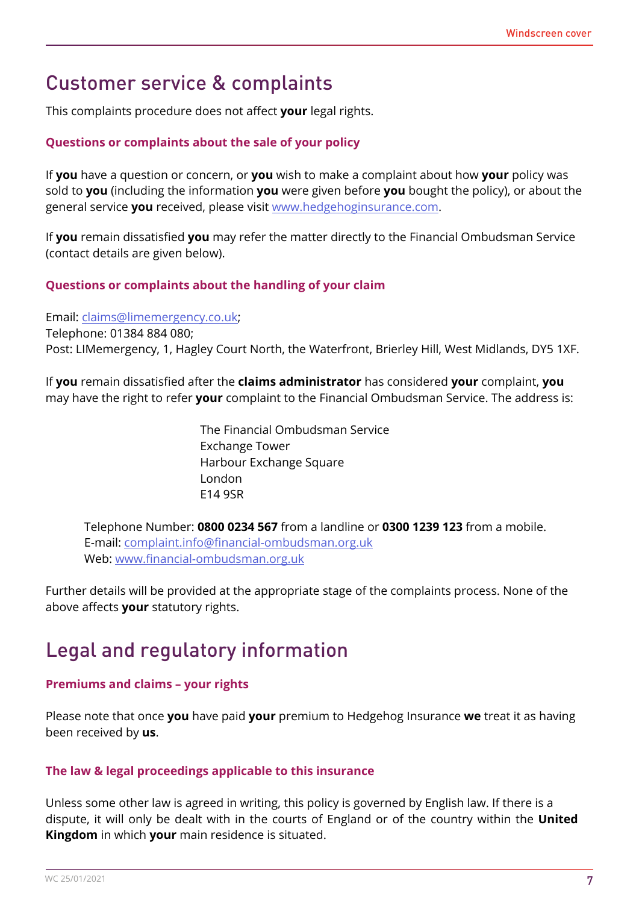## Customer service & complaints

This complaints procedure does not affect **your** legal rights.

### Questions or complaints about the sale of your policy

If **you** have a question or concern, or **you** wish to make a complaint about how **your** policy was sold to **you** (including the information **you** were given before **you** bought the policy), or about the general service **you** received, please visit www.hedgehoginsurance.com.

If **you** remain dissatisfied **you** may refer the matter directly to the Financial Ombudsman Service (contact details are given below).

### Questions or complaints about the handling of your claim

Email: claims@limemergency.co.uk;
Telephone: 01384 884 080;
Post: LIMemergency, 1, Hagley Court North, the Waterfront, Brierley Hill, West Midlands, DY5 1XF.

If **you** remain dissatisfied after the **claims administrator** has considered **your** complaint, **you** may have the right to refer **your** complaint to the Financial Ombudsman Service. The address is:

The Financial Ombudsman Service
Exchange Tower
Harbour Exchange Square
London
E14 9SR

Telephone Number: **0800 0234 567** from a landline or **0300 1239 123** from a mobile.
E-mail: complaint.info@financial-ombudsman.org.uk
Web: www.financial-ombudsman.org.uk

Further details will be provided at the appropriate stage of the complaints process. None of the above affects **your** statutory rights.

## Legal and regulatory information

### Premiums and claims – your rights

Please note that once **you** have paid **your** premium to Hedgehog Insurance **we** treat it as having been received by **us**.

### The law & legal proceedings applicable to this insurance

Unless some other law is agreed in writing, this policy is governed by English law. If there is a dispute, it will only be dealt with in the courts of England or of the country within the **United Kingdom** in which **your** main residence is situated.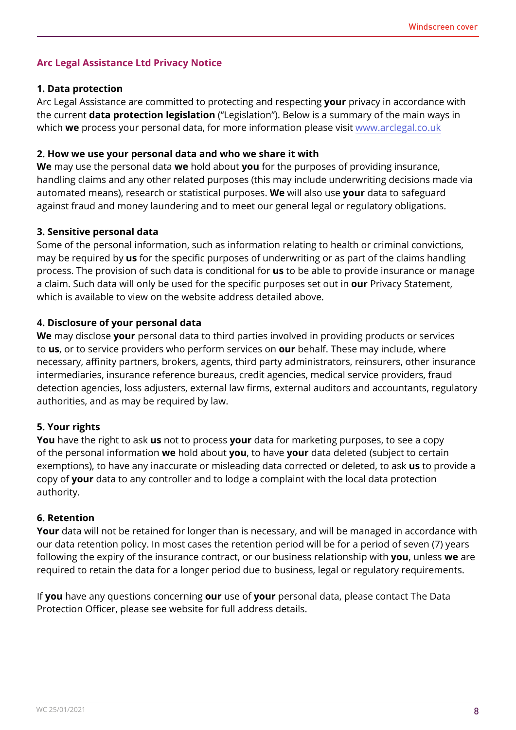## Arc Legal Assistance Ltd Privacy Notice

### 1. Data protection

Arc Legal Assistance are committed to protecting and respecting **your** privacy in accordance with the current **data protection legislation** ("Legislation"). Below is a summary of the main ways in which **we** process your personal data, for more information please visit www.arclegal.co.uk

### 2. How we use your personal data and who we share it with

**We** may use the personal data **we** hold about **you** for the purposes of providing insurance, handling claims and any other related purposes (this may include underwriting decisions made via automated means), research or statistical purposes. **We** will also use **your** data to safeguard against fraud and money laundering and to meet our general legal or regulatory obligations.

### 3. Sensitive personal data

Some of the personal information, such as information relating to health or criminal convictions, may be required by **us** for the specific purposes of underwriting or as part of the claims handling process. The provision of such data is conditional for **us** to be able to provide insurance or manage a claim. Such data will only be used for the specific purposes set out in **our** Privacy Statement, which is available to view on the website address detailed above.

### 4. Disclosure of your personal data

**We** may disclose **your** personal data to third parties involved in providing products or services to **us**, or to service providers who perform services on **our** behalf. These may include, where necessary, affinity partners, brokers, agents, third party administrators, reinsurers, other insurance intermediaries, insurance reference bureaus, credit agencies, medical service providers, fraud detection agencies, loss adjusters, external law firms, external auditors and accountants, regulatory authorities, and as may be required by law.

### 5. Your rights

**You** have the right to ask **us** not to process **your** data for marketing purposes, to see a copy of the personal information **we** hold about **you**, to have **your** data deleted (subject to certain exemptions), to have any inaccurate or misleading data corrected or deleted, to ask **us** to provide a copy of **your** data to any controller and to lodge a complaint with the local data protection authority.

### 6. Retention

**Your** data will not be retained for longer than is necessary, and will be managed in accordance with our data retention policy. In most cases the retention period will be for a period of seven (7) years following the expiry of the insurance contract, or our business relationship with **you**, unless **we** are required to retain the data for a longer period due to business, legal or regulatory requirements.

If **you** have any questions concerning **our** use of **your** personal data, please contact The Data Protection Officer, please see website for full address details.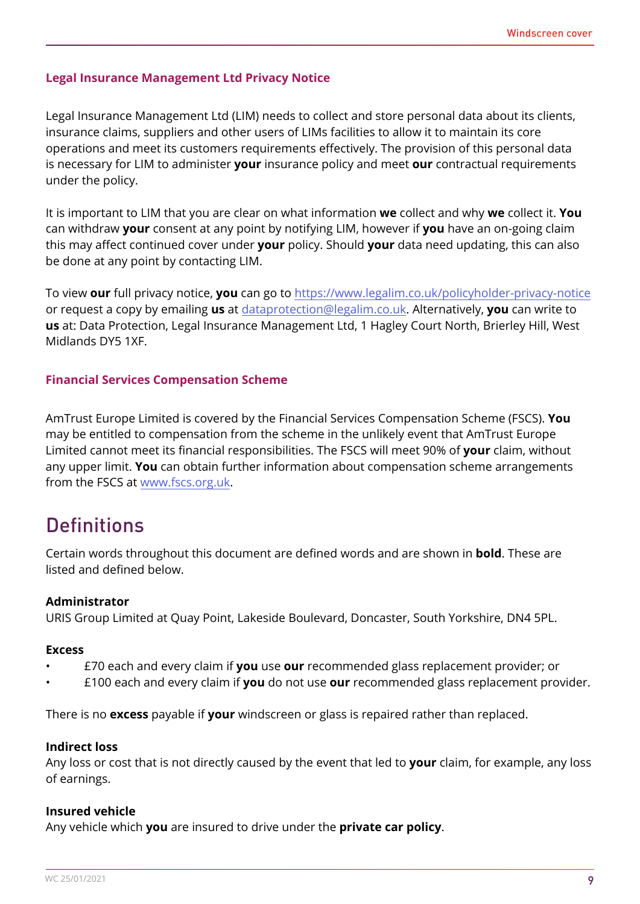### Legal Insurance Management Ltd Privacy Notice

Legal Insurance Management Ltd (LIM) needs to collect and store personal data about its clients, insurance claims, suppliers and other users of LIMs facilities to allow it to maintain its core operations and meet its customers requirements effectively. The provision of this personal data is necessary for LIM to administer **your** insurance policy and meet **our** contractual requirements under the policy.

It is important to LIM that you are clear on what information **we** collect and why **we** collect it. **You** can withdraw **your** consent at any point by notifying LIM, however if **you** have an on-going claim this may affect continued cover under **your** policy. Should **your** data need updating, this can also be done at any point by contacting LIM.

To view **our** full privacy notice, **you** can go to https://www.legalim.co.uk/policyholder-privacy-notice or request a copy by emailing **us** at dataprotection@legalim.co.uk. Alternatively, **you** can write to **us** at: Data Protection, Legal Insurance Management Ltd, 1 Hagley Court North, Brierley Hill, West Midlands DY5 1XF.

### Financial Services Compensation Scheme

AmTrust Europe Limited is covered by the Financial Services Compensation Scheme (FSCS). **You** may be entitled to compensation from the scheme in the unlikely event that AmTrust Europe Limited cannot meet its financial responsibilities. The FSCS will meet 90% of **your** claim, without any upper limit. **You** can obtain further information about compensation scheme arrangements from the FSCS at www.fscs.org.uk.

## Definitions

Certain words throughout this document are defined words and are shown in **bold**. These are listed and defined below.

**Administrator**
URIS Group Limited at Quay Point, Lakeside Boulevard, Doncaster, South Yorkshire, DN4 5PL.

**Excess**

- £70 each and every claim if **you** use **our** recommended glass replacement provider; or
- £100 each and every claim if **you** do not use **our** recommended glass replacement provider.

There is no **excess** payable if **your** windscreen or glass is repaired rather than replaced.

**Indirect loss**
Any loss or cost that is not directly caused by the event that led to **your** claim, for example, any loss of earnings.

**Insured vehicle**
Any vehicle which **you** are insured to drive under the **private car policy**.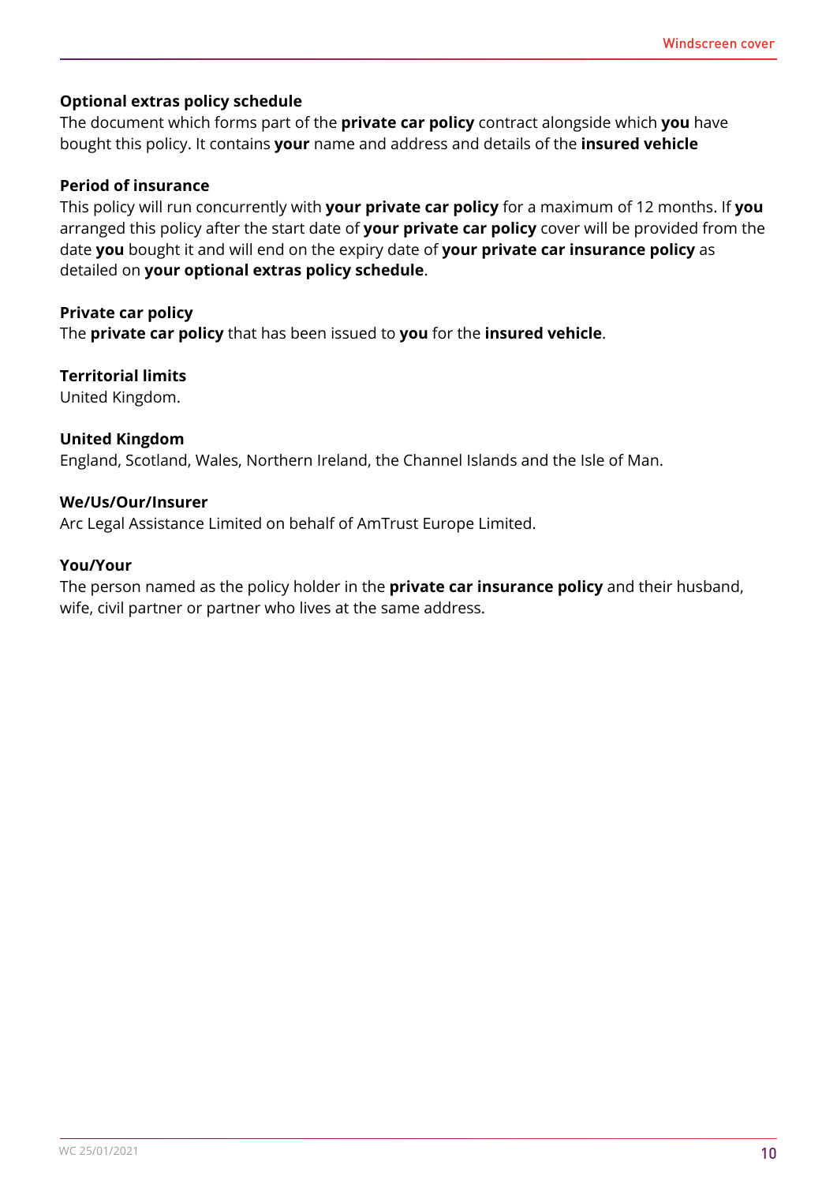**Optional extras policy schedule**
The document which forms part of the **private car policy** contract alongside which **you** have bought this policy. It contains **your** name and address and details of the **insured vehicle**

**Period of insurance**
This policy will run concurrently with **your private car policy** for a maximum of 12 months. If **you** arranged this policy after the start date of **your private car policy** cover will be provided from the date **you** bought it and will end on the expiry date of **your private car insurance policy** as detailed on **your optional extras policy schedule**.

**Private car policy**
The **private car policy** that has been issued to **you** for the **insured vehicle**.

**Territorial limits**
United Kingdom.

**United Kingdom**
England, Scotland, Wales, Northern Ireland, the Channel Islands and the Isle of Man.

**We/Us/Our/Insurer**
Arc Legal Assistance Limited on behalf of AmTrust Europe Limited.

**You/Your**
The person named as the policy holder in the **private car insurance policy** and their husband, wife, civil partner or partner who lives at the same address.